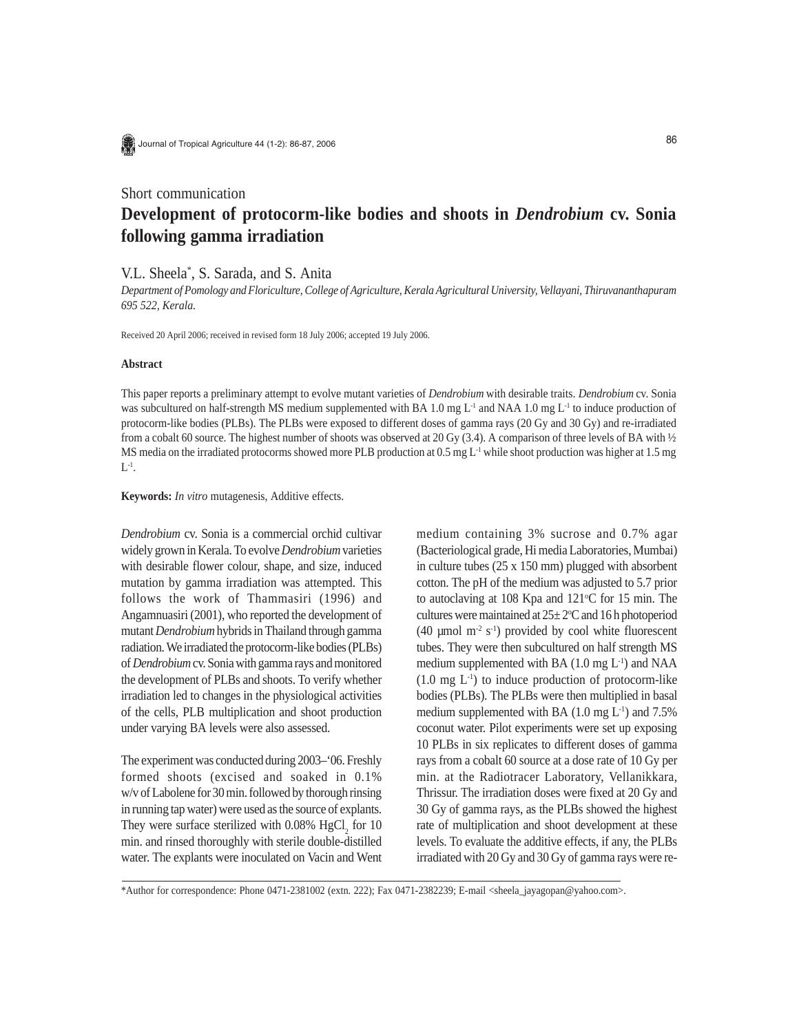Short communication

# Development of protocorm-like bodies and shoots in *Dendrobium* cv. Sonia following gamma irradiation

V.L. Sheela*, S. Sarada, and S. Anita

*Department of Pomology and Floriculture, College of Agriculture, Kerala Agricultural University, Vellayani, Thiruvananthapuram 695 522, Kerala.*

Received 20 April 2006; received in revised form 18 July 2006; accepted 19 July 2006.

### Abstract

This paper reports a preliminary attempt to evolve mutant varieties of *Dendrobium* with desirable traits. *Dendrobium* cv. Sonia was subcultured on half-strength MS medium supplemented with BA 1.0 mg $L^{-1}$ and NAA 1.0 mg $L^{-1}$ to induce production of protocorm-like bodies (PLBs). The PLBs were exposed to different doses of gamma rays (20 Gy and 30 Gy) and re-irradiated from a cobalt 60 source. The highest number of shoots was observed at 20 Gy (3.4). A comparison of three levels of BA with ½ MS media on the irradiated protocorms showed more PLB production at 0.5 mg $L^{-1}$ while shoot production was higher at 1.5 mg $L^{-1}$.

**Keywords:** *In vitro* mutagenesis, Additive effects.

*Dendrobium* cv. Sonia is a commercial orchid cultivar widely grown in Kerala. To evolve *Dendrobium* varieties with desirable flower colour, shape, and size, induced mutation by gamma irradiation was attempted. This follows the work of Thammasiri (1996) and Angamnuasiri (2001), who reported the development of mutant *Dendrobium* hybrids in Thailand through gamma radiation. We irradiated the protocorm-like bodies (PLBs) of *Dendrobium* cv. Sonia with gamma rays and monitored the development of PLBs and shoots. To verify whether irradiation led to changes in the physiological activities of the cells, PLB multiplication and shoot production under varying BA levels were also assessed.

The experiment was conducted during 2003–'06. Freshly formed shoots (excised and soaked in 0.1% w/v of Labolene for 30 min. followed by thorough rinsing in running tap water) were used as the source of explants. They were surface sterilized with 0.08% $HgCl_2$ for 10 min. and rinsed thoroughly with sterile double-distilled water. The explants were inoculated on Vacin and Went medium containing 3% sucrose and 0.7% agar (Bacteriological grade, Hi media Laboratories, Mumbai) in culture tubes (25 x 150 mm) plugged with absorbent cotton. The pH of the medium was adjusted to 5.7 prior to autoclaving at 108 Kpa and 121°C for 15 min. The cultures were maintained at 25± 2°C and 16 h photoperiod (40 µmol $m^{-2}$ $s^{-1}$) provided by cool white fluorescent tubes. They were then subcultured on half strength MS medium supplemented with BA (1.0 mg $L^{-1}$) and NAA (1.0 mg $L^{-1}$) to induce production of protocorm-like bodies (PLBs). The PLBs were then multiplied in basal medium supplemented with BA (1.0 mg $L^{-1}$) and 7.5% coconut water. Pilot experiments were set up exposing 10 PLBs in six replicates to different doses of gamma rays from a cobalt 60 source at a dose rate of 10 Gy per min. at the Radiotracer Laboratory, Vellanikkara, Thrissur. The irradiation doses were fixed at 20 Gy and 30 Gy of gamma rays, as the PLBs showed the highest rate of multiplication and shoot development at these levels. To evaluate the additive effects, if any, the PLBs irradiated with 20 Gy and 30 Gy of gamma rays were re-

*Author for correspondence: Phone 0471-2381002 (extn. 222); Fax 0471-2382239; E-mail <sheela_jayagopan@yahoo.com>.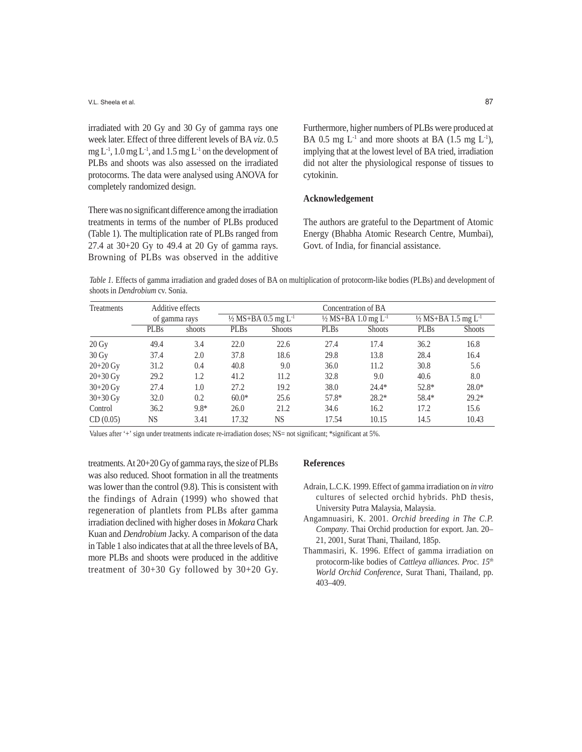irradiated with 20 Gy and 30 Gy of gamma rays one week later. Effect of three different levels of BA *viz*. 0.5 mg $L^{-1}$, 1.0 mg $L^{-1}$, and 1.5 mg $L^{-1}$ on the development of PLBs and shoots was also assessed on the irradiated protocorms. The data were analysed using ANOVA for completely randomized design.

There was no significant difference among the irradiation treatments in terms of the number of PLBs produced (Table 1). The multiplication rate of PLBs ranged from 27.4 at 30+20 Gy to 49.4 at 20 Gy of gamma rays. Browning of PLBs was observed in the additive treatments. At 20+20 Gy of gamma rays, the size of PLBs was also reduced. Shoot formation in all the treatments was lower than the control (9.8). This is consistent with the findings of Adrain (1999) who showed that regeneration of plantlets from PLBs after gamma irradiation declined with higher doses in *Mokara* Chark Kuan and *Dendrobium* Jacky. A comparison of the data in Table 1 also indicates that at all the three levels of BA, more PLBs and shoots were produced in the additive treatment of 30+30 Gy followed by 30+20 Gy. Furthermore, higher numbers of PLBs were produced at BA 0.5 mg $L^{-1}$ and more shoots at BA (1.5 mg $L^{-1}$), implying that at the lowest level of BA tried, irradiation did not alter the physiological response of tissues to cytokinin.

*Table 1.* Effects of gamma irradiation and graded doses of BA on multiplication of protocorm-like bodies (PLBs) and development of shoots in *Dendrobium* cv. Sonia.

| Treatments | Additive effects of gamma rays | | Concentration of BA | | | | | |
|---|---|---|---|---|---|---|---|---|
| | | | ½ MS+BA 0.5 mg $L^{-1}$ | | ½ MS+BA 1.0 mg $L^{-1}$ | | ½ MS+BA 1.5 mg $L^{-1}$ | |
| | PLBs | shoots | PLBs | Shoots | PLBs | Shoots | PLBs | Shoots |
| 20 Gy | 49.4 | 3.4 | 22.0 | 22.6 | 27.4 | 17.4 | 36.2 | 16.8 |
| 30 Gy | 37.4 | 2.0 | 37.8 | 18.6 | 29.8 | 13.8 | 28.4 | 16.4 |
| 20+20 Gy | 31.2 | 0.4 | 40.8 | 9.0 | 36.0 | 11.2 | 30.8 | 5.6 |
| 20+30 Gy | 29.2 | 1.2 | 41.2 | 11.2 | 32.8 | 9.0 | 40.6 | 8.0 |
| 30+20 Gy | 27.4 | 1.0 | 27.2 | 19.2 | 38.0 | 24.4* | 52.8* | 28.0* |
| 30+30 Gy | 32.0 | 0.2 | 60.0* | 25.6 | 57.8* | 28.2* | 58.4* | 29.2* |
| Control | 36.2 | 9.8* | 26.0 | 21.2 | 34.6 | 16.2 | 17.2 | 15.6 |
| CD (0.05) | NS | 3.41 | 17.32 | NS | 17.54 | 10.15 | 14.5 | 10.43 |

Values after '+' sign under treatments indicate re-irradiation doses; NS= not significant; *significant at 5%.

### Acknowledgement

The authors are grateful to the Department of Atomic Energy (Bhabha Atomic Research Centre, Mumbai), Govt. of India, for financial assistance.

### References

- Adrain, L.C.K. 1999. Effect of gamma irradiation on *in vitro* cultures of selected orchid hybrids. PhD thesis, University Putra Malaysia, Malaysia.
- Angamnuasiri, K. 2001. *Orchid breeding in The C.P. Company*. Thai Orchid production for export. Jan. 20–21, 2001, Surat Thani, Thailand, 185p.
- Thammasiri, K. 1996. Effect of gamma irradiation on protocorm-like bodies of *Cattleya alliances*. *Proc. 15th World Orchid Conference*, Surat Thani, Thailand, pp. 403–409.